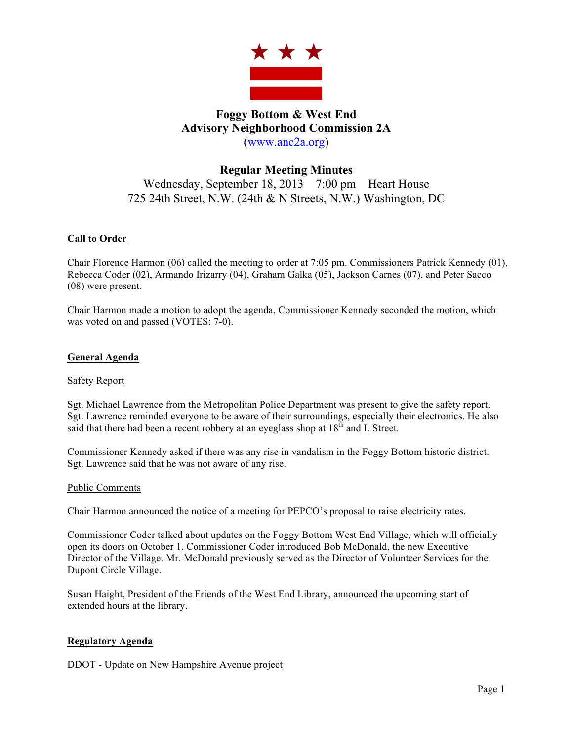# Foggy Bottom & West End
# Advisory Neighborhood Commission 2A

(www.anc2a.org)

## Regular Meeting Minutes

Wednesday, September 18, 2013 7:00 pm Heart House
725 24th Street, N.W. (24th & N Streets, N.W.) Washington, DC

**Call to Order**

Chair Florence Harmon (06) called the meeting to order at 7:05 pm. Commissioners Patrick Kennedy (01), Rebecca Coder (02), Armando Irizarry (04), Graham Galka (05), Jackson Carnes (07), and Peter Sacco (08) were present.

Chair Harmon made a motion to adopt the agenda. Commissioner Kennedy seconded the motion, which was voted on and passed (VOTES: 7-0).

**General Agenda**

Safety Report

Sgt. Michael Lawrence from the Metropolitan Police Department was present to give the safety report. Sgt. Lawrence reminded everyone to be aware of their surroundings, especially their electronics. He also said that there had been a recent robbery at an eyeglass shop at 18th and L Street.

Commissioner Kennedy asked if there was any rise in vandalism in the Foggy Bottom historic district. Sgt. Lawrence said that he was not aware of any rise.

Public Comments

Chair Harmon announced the notice of a meeting for PEPCO's proposal to raise electricity rates.

Commissioner Coder talked about updates on the Foggy Bottom West End Village, which will officially open its doors on October 1. Commissioner Coder introduced Bob McDonald, the new Executive Director of the Village. Mr. McDonald previously served as the Director of Volunteer Services for the Dupont Circle Village.

Susan Haight, President of the Friends of the West End Library, announced the upcoming start of extended hours at the library.

**Regulatory Agenda**

DDOT - Update on New Hampshire Avenue project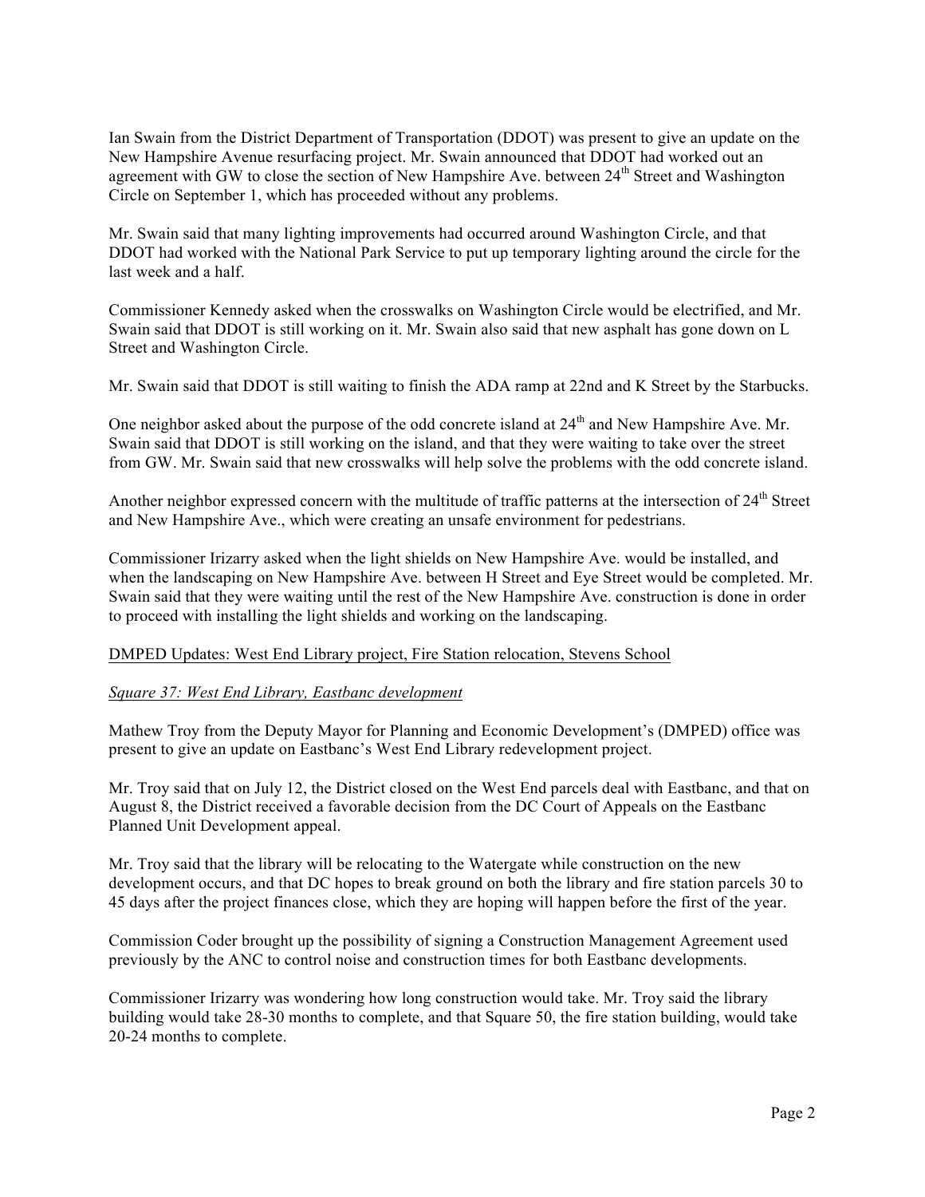Ian Swain from the District Department of Transportation (DDOT) was present to give an update on the New Hampshire Avenue resurfacing project. Mr. Swain announced that DDOT had worked out an agreement with GW to close the section of New Hampshire Ave. between 24th Street and Washington Circle on September 1, which has proceeded without any problems.

Mr. Swain said that many lighting improvements had occurred around Washington Circle, and that DDOT had worked with the National Park Service to put up temporary lighting around the circle for the last week and a half.

Commissioner Kennedy asked when the crosswalks on Washington Circle would be electrified, and Mr. Swain said that DDOT is still working on it. Mr. Swain also said that new asphalt has gone down on L Street and Washington Circle.

Mr. Swain said that DDOT is still waiting to finish the ADA ramp at 22nd and K Street by the Starbucks.

One neighbor asked about the purpose of the odd concrete island at 24th and New Hampshire Ave. Mr. Swain said that DDOT is still working on the island, and that they were waiting to take over the street from GW. Mr. Swain said that new crosswalks will help solve the problems with the odd concrete island.

Another neighbor expressed concern with the multitude of traffic patterns at the intersection of 24th Street and New Hampshire Ave., which were creating an unsafe environment for pedestrians.

Commissioner Irizarry asked when the light shields on New Hampshire Ave. would be installed, and when the landscaping on New Hampshire Ave. between H Street and Eye Street would be completed. Mr. Swain said that they were waiting until the rest of the New Hampshire Ave. construction is done in order to proceed with installing the light shields and working on the landscaping.

<u>DMPED Updates: West End Library project, Fire Station relocation, Stevens School</u>

*<u>Square 37: West End Library, Eastbanc development</u>*

Mathew Troy from the Deputy Mayor for Planning and Economic Development's (DMPED) office was present to give an update on Eastbanc's West End Library redevelopment project.

Mr. Troy said that on July 12, the District closed on the West End parcels deal with Eastbanc, and that on August 8, the District received a favorable decision from the DC Court of Appeals on the Eastbanc Planned Unit Development appeal.

Mr. Troy said that the library will be relocating to the Watergate while construction on the new development occurs, and that DC hopes to break ground on both the library and fire station parcels 30 to 45 days after the project finances close, which they are hoping will happen before the first of the year.

Commission Coder brought up the possibility of signing a Construction Management Agreement used previously by the ANC to control noise and construction times for both Eastbanc developments.

Commissioner Irizarry was wondering how long construction would take. Mr. Troy said the library building would take 28-30 months to complete, and that Square 50, the fire station building, would take 20-24 months to complete.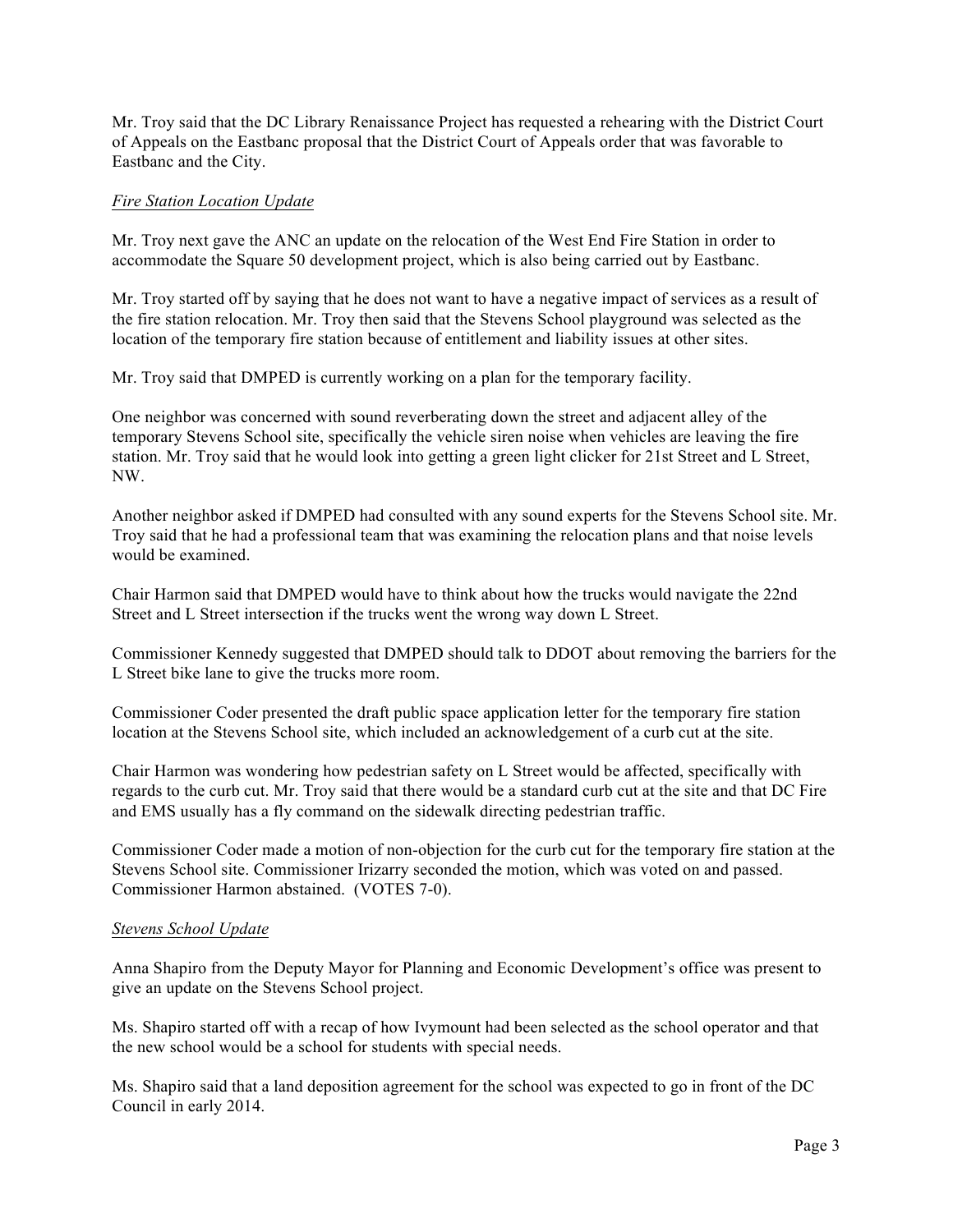Mr. Troy said that the DC Library Renaissance Project has requested a rehearing with the District Court of Appeals on the Eastbanc proposal that the District Court of Appeals order that was favorable to Eastbanc and the City.

*Fire Station Location Update*

Mr. Troy next gave the ANC an update on the relocation of the West End Fire Station in order to accommodate the Square 50 development project, which is also being carried out by Eastbanc.

Mr. Troy started off by saying that he does not want to have a negative impact of services as a result of the fire station relocation. Mr. Troy then said that the Stevens School playground was selected as the location of the temporary fire station because of entitlement and liability issues at other sites.

Mr. Troy said that DMPED is currently working on a plan for the temporary facility.

One neighbor was concerned with sound reverberating down the street and adjacent alley of the temporary Stevens School site, specifically the vehicle siren noise when vehicles are leaving the fire station. Mr. Troy said that he would look into getting a green light clicker for 21st Street and L Street, NW.

Another neighbor asked if DMPED had consulted with any sound experts for the Stevens School site. Mr. Troy said that he had a professional team that was examining the relocation plans and that noise levels would be examined.

Chair Harmon said that DMPED would have to think about how the trucks would navigate the 22nd Street and L Street intersection if the trucks went the wrong way down L Street.

Commissioner Kennedy suggested that DMPED should talk to DDOT about removing the barriers for the L Street bike lane to give the trucks more room.

Commissioner Coder presented the draft public space application letter for the temporary fire station location at the Stevens School site, which included an acknowledgement of a curb cut at the site.

Chair Harmon was wondering how pedestrian safety on L Street would be affected, specifically with regards to the curb cut. Mr. Troy said that there would be a standard curb cut at the site and that DC Fire and EMS usually has a fly command on the sidewalk directing pedestrian traffic.

Commissioner Coder made a motion of non-objection for the curb cut for the temporary fire station at the Stevens School site. Commissioner Irizarry seconded the motion, which was voted on and passed. Commissioner Harmon abstained. (VOTES 7-0).

*Stevens School Update*

Anna Shapiro from the Deputy Mayor for Planning and Economic Development's office was present to give an update on the Stevens School project.

Ms. Shapiro started off with a recap of how Ivymount had been selected as the school operator and that the new school would be a school for students with special needs.

Ms. Shapiro said that a land deposition agreement for the school was expected to go in front of the DC Council in early 2014.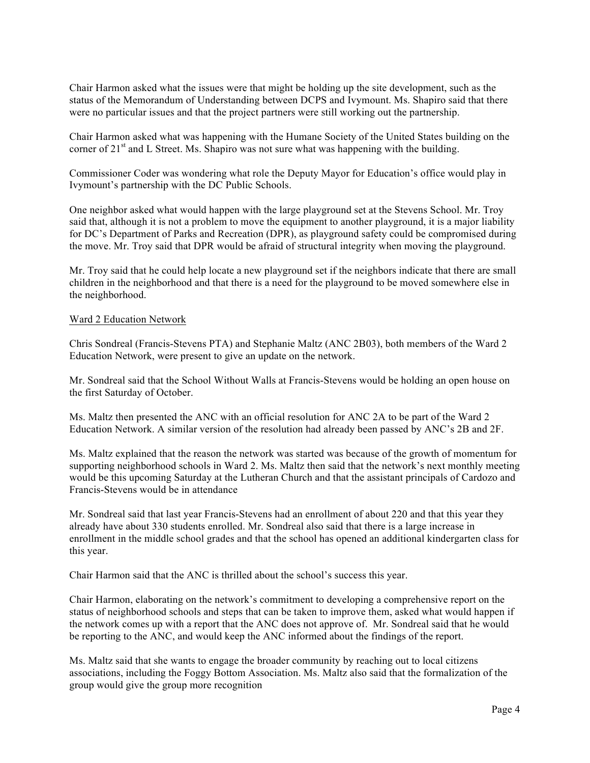Chair Harmon asked what the issues were that might be holding up the site development, such as the status of the Memorandum of Understanding between DCPS and Ivymount. Ms. Shapiro said that there were no particular issues and that the project partners were still working out the partnership.

Chair Harmon asked what was happening with the Humane Society of the United States building on the corner of 21st and L Street. Ms. Shapiro was not sure what was happening with the building.

Commissioner Coder was wondering what role the Deputy Mayor for Education's office would play in Ivymount's partnership with the DC Public Schools.

One neighbor asked what would happen with the large playground set at the Stevens School. Mr. Troy said that, although it is not a problem to move the equipment to another playground, it is a major liability for DC's Department of Parks and Recreation (DPR), as playground safety could be compromised during the move. Mr. Troy said that DPR would be afraid of structural integrity when moving the playground.

Mr. Troy said that he could help locate a new playground set if the neighbors indicate that there are small children in the neighborhood and that there is a need for the playground to be moved somewhere else in the neighborhood.

Ward 2 Education Network

Chris Sondreal (Francis-Stevens PTA) and Stephanie Maltz (ANC 2B03), both members of the Ward 2 Education Network, were present to give an update on the network.

Mr. Sondreal said that the School Without Walls at Francis-Stevens would be holding an open house on the first Saturday of October.

Ms. Maltz then presented the ANC with an official resolution for ANC 2A to be part of the Ward 2 Education Network. A similar version of the resolution had already been passed by ANC's 2B and 2F.

Ms. Maltz explained that the reason the network was started was because of the growth of momentum for supporting neighborhood schools in Ward 2. Ms. Maltz then said that the network's next monthly meeting would be this upcoming Saturday at the Lutheran Church and that the assistant principals of Cardozo and Francis-Stevens would be in attendance

Mr. Sondreal said that last year Francis-Stevens had an enrollment of about 220 and that this year they already have about 330 students enrolled. Mr. Sondreal also said that there is a large increase in enrollment in the middle school grades and that the school has opened an additional kindergarten class for this year.

Chair Harmon said that the ANC is thrilled about the school's success this year.

Chair Harmon, elaborating on the network's commitment to developing a comprehensive report on the status of neighborhood schools and steps that can be taken to improve them, asked what would happen if the network comes up with a report that the ANC does not approve of. Mr. Sondreal said that he would be reporting to the ANC, and would keep the ANC informed about the findings of the report.

Ms. Maltz said that she wants to engage the broader community by reaching out to local citizens associations, including the Foggy Bottom Association. Ms. Maltz also said that the formalization of the group would give the group more recognition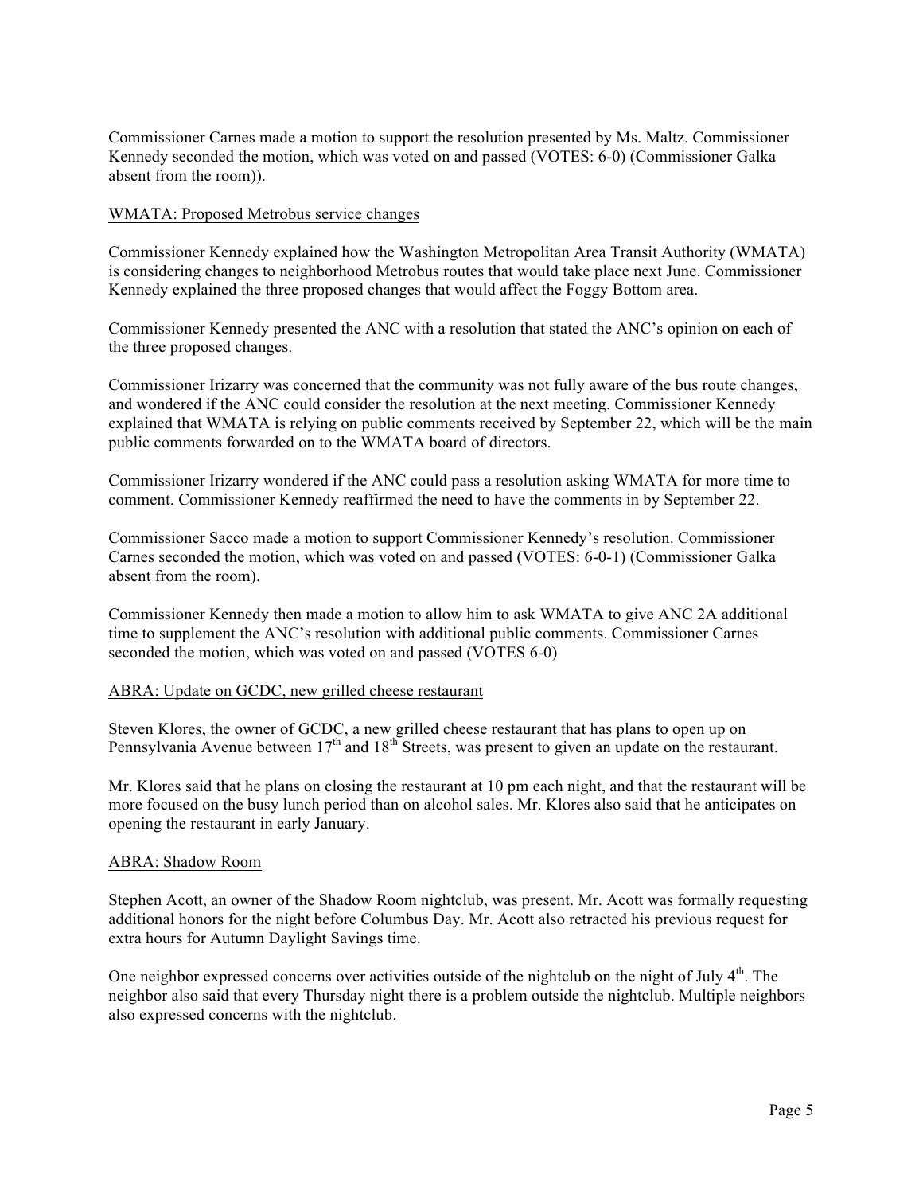Commissioner Carnes made a motion to support the resolution presented by Ms. Maltz. Commissioner Kennedy seconded the motion, which was voted on and passed (VOTES: 6-0) (Commissioner Galka absent from the room)).

WMATA: Proposed Metrobus service changes

Commissioner Kennedy explained how the Washington Metropolitan Area Transit Authority (WMATA) is considering changes to neighborhood Metrobus routes that would take place next June. Commissioner Kennedy explained the three proposed changes that would affect the Foggy Bottom area.

Commissioner Kennedy presented the ANC with a resolution that stated the ANC's opinion on each of the three proposed changes.

Commissioner Irizarry was concerned that the community was not fully aware of the bus route changes, and wondered if the ANC could consider the resolution at the next meeting. Commissioner Kennedy explained that WMATA is relying on public comments received by September 22, which will be the main public comments forwarded on to the WMATA board of directors.

Commissioner Irizarry wondered if the ANC could pass a resolution asking WMATA for more time to comment. Commissioner Kennedy reaffirmed the need to have the comments in by September 22.

Commissioner Sacco made a motion to support Commissioner Kennedy's resolution. Commissioner Carnes seconded the motion, which was voted on and passed (VOTES: 6-0-1) (Commissioner Galka absent from the room).

Commissioner Kennedy then made a motion to allow him to ask WMATA to give ANC 2A additional time to supplement the ANC's resolution with additional public comments. Commissioner Carnes seconded the motion, which was voted on and passed (VOTES 6-0)

ABRA: Update on GCDC, new grilled cheese restaurant

Steven Klores, the owner of GCDC, a new grilled cheese restaurant that has plans to open up on Pennsylvania Avenue between 17th and 18th Streets, was present to given an update on the restaurant.

Mr. Klores said that he plans on closing the restaurant at 10 pm each night, and that the restaurant will be more focused on the busy lunch period than on alcohol sales. Mr. Klores also said that he anticipates on opening the restaurant in early January.

ABRA: Shadow Room

Stephen Acott, an owner of the Shadow Room nightclub, was present. Mr. Acott was formally requesting additional honors for the night before Columbus Day. Mr. Acott also retracted his previous request for extra hours for Autumn Daylight Savings time.

One neighbor expressed concerns over activities outside of the nightclub on the night of July 4th. The neighbor also said that every Thursday night there is a problem outside the nightclub. Multiple neighbors also expressed concerns with the nightclub.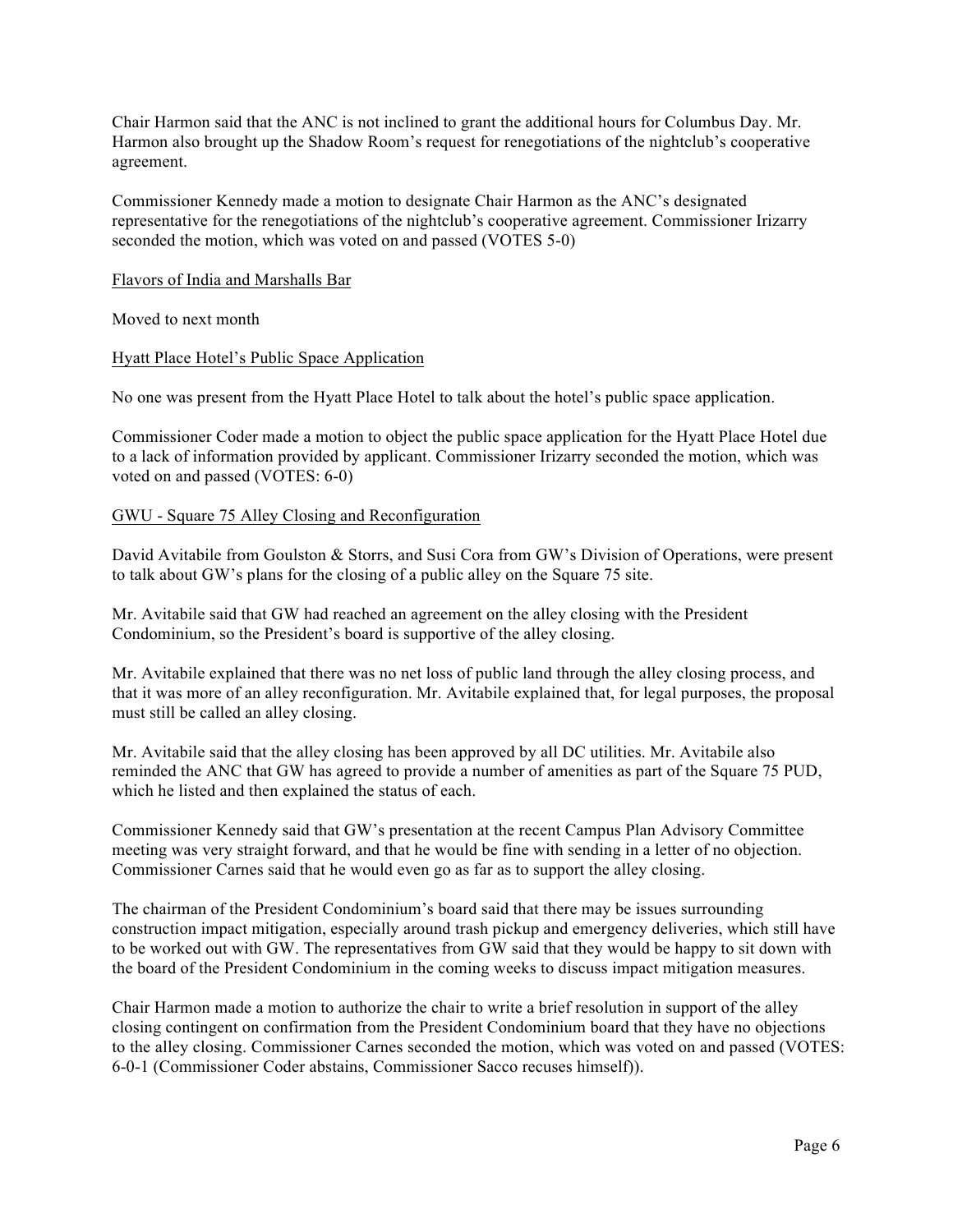Chair Harmon said that the ANC is not inclined to grant the additional hours for Columbus Day. Mr. Harmon also brought up the Shadow Room's request for renegotiations of the nightclub's cooperative agreement.

Commissioner Kennedy made a motion to designate Chair Harmon as the ANC's designated representative for the renegotiations of the nightclub's cooperative agreement. Commissioner Irizarry seconded the motion, which was voted on and passed (VOTES 5-0)

<u>Flavors of India and Marshalls Bar</u>

Moved to next month

<u>Hyatt Place Hotel's Public Space Application</u>

No one was present from the Hyatt Place Hotel to talk about the hotel's public space application.

Commissioner Coder made a motion to object the public space application for the Hyatt Place Hotel due to a lack of information provided by applicant. Commissioner Irizarry seconded the motion, which was voted on and passed (VOTES: 6-0)

<u>GWU - Square 75 Alley Closing and Reconfiguration</u>

David Avitabile from Goulston & Storrs, and Susi Cora from GW's Division of Operations, were present to talk about GW's plans for the closing of a public alley on the Square 75 site.

Mr. Avitabile said that GW had reached an agreement on the alley closing with the President Condominium, so the President's board is supportive of the alley closing.

Mr. Avitabile explained that there was no net loss of public land through the alley closing process, and that it was more of an alley reconfiguration. Mr. Avitabile explained that, for legal purposes, the proposal must still be called an alley closing.

Mr. Avitabile said that the alley closing has been approved by all DC utilities. Mr. Avitabile also reminded the ANC that GW has agreed to provide a number of amenities as part of the Square 75 PUD, which he listed and then explained the status of each.

Commissioner Kennedy said that GW's presentation at the recent Campus Plan Advisory Committee meeting was very straight forward, and that he would be fine with sending in a letter of no objection. Commissioner Carnes said that he would even go as far as to support the alley closing.

The chairman of the President Condominium's board said that there may be issues surrounding construction impact mitigation, especially around trash pickup and emergency deliveries, which still have to be worked out with GW. The representatives from GW said that they would be happy to sit down with the board of the President Condominium in the coming weeks to discuss impact mitigation measures.

Chair Harmon made a motion to authorize the chair to write a brief resolution in support of the alley closing contingent on confirmation from the President Condominium board that they have no objections to the alley closing. Commissioner Carnes seconded the motion, which was voted on and passed (VOTES: 6-0-1 (Commissioner Coder abstains, Commissioner Sacco recuses himself)).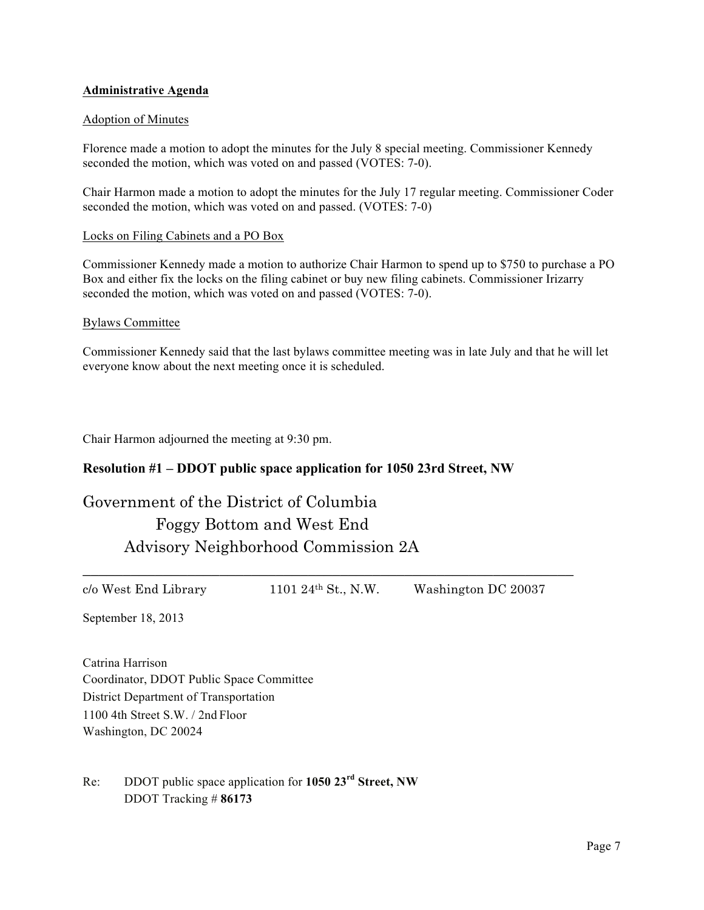**Administrative Agenda**

Adoption of Minutes

Florence made a motion to adopt the minutes for the July 8 special meeting. Commissioner Kennedy seconded the motion, which was voted on and passed (VOTES: 7-0).

Chair Harmon made a motion to adopt the minutes for the July 17 regular meeting. Commissioner Coder seconded the motion, which was voted on and passed. (VOTES: 7-0)

Locks on Filing Cabinets and a PO Box

Commissioner Kennedy made a motion to authorize Chair Harmon to spend up to $750 to purchase a PO Box and either fix the locks on the filing cabinet or buy new filing cabinets. Commissioner Irizarry seconded the motion, which was voted on and passed (VOTES: 7-0).

Bylaws Committee

Commissioner Kennedy said that the last bylaws committee meeting was in late July and that he will let everyone know about the next meeting once it is scheduled.

Chair Harmon adjourned the meeting at 9:30 pm.

## Resolution #1 – DDOT public space application for 1050 23rd Street, NW

Government of the District of Columbia
Foggy Bottom and West End
Advisory Neighborhood Commission 2A

---

c/o West End Library 1101 24th St., N.W. Washington DC 20037

September 18, 2013

Catrina Harrison
Coordinator, DDOT Public Space Committee
District Department of Transportation
1100 4th Street S.W. / 2nd Floor
Washington, DC 20024

Re: DDOT public space application for **1050 23rd Street, NW**
DDOT Tracking # **86173**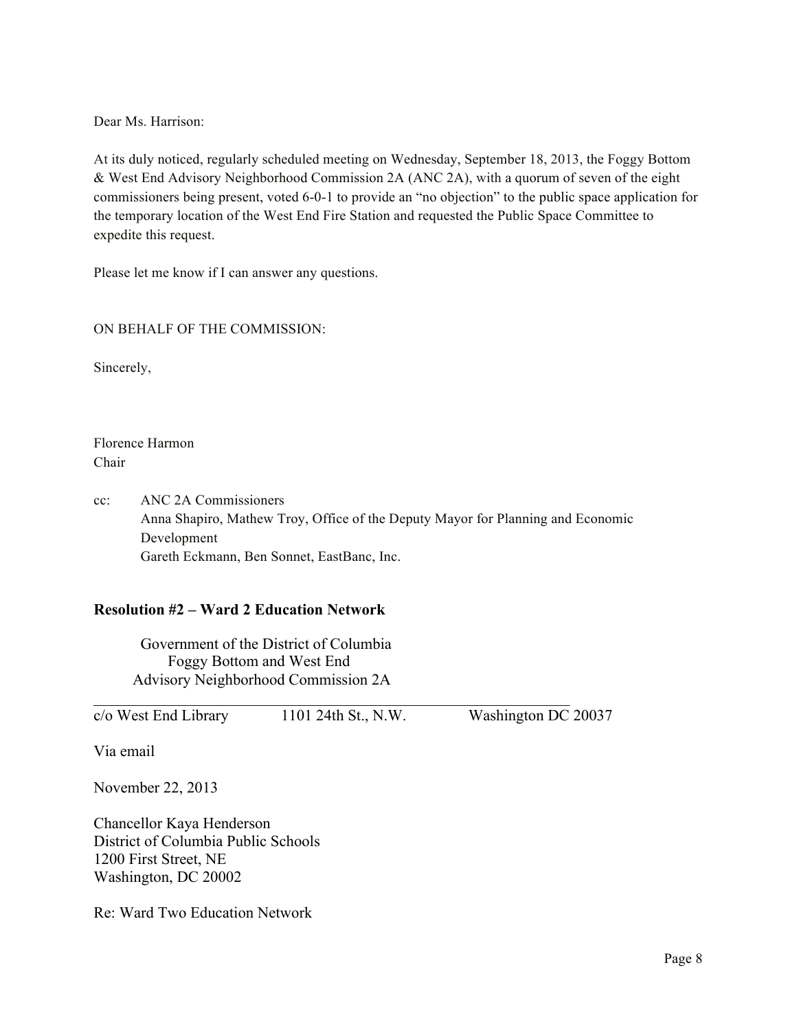Dear Ms. Harrison:

At its duly noticed, regularly scheduled meeting on Wednesday, September 18, 2013, the Foggy Bottom & West End Advisory Neighborhood Commission 2A (ANC 2A), with a quorum of seven of the eight commissioners being present, voted 6-0-1 to provide an "no objection" to the public space application for the temporary location of the West End Fire Station and requested the Public Space Committee to expedite this request.

Please let me know if I can answer any questions.

ON BEHALF OF THE COMMISSION:

Sincerely,

Florence Harmon
Chair

cc: ANC 2A Commissioners
Anna Shapiro, Mathew Troy, Office of the Deputy Mayor for Planning and Economic Development
Gareth Eckmann, Ben Sonnet, EastBanc, Inc.

**Resolution #2 – Ward 2 Education Network**

Government of the District of Columbia
Foggy Bottom and West End
Advisory Neighborhood Commission 2A

c/o West End Library 1101 24th St., N.W. Washington DC 20037

Via email

November 22, 2013

Chancellor Kaya Henderson
District of Columbia Public Schools
1200 First Street, NE
Washington, DC 20002

Re: Ward Two Education Network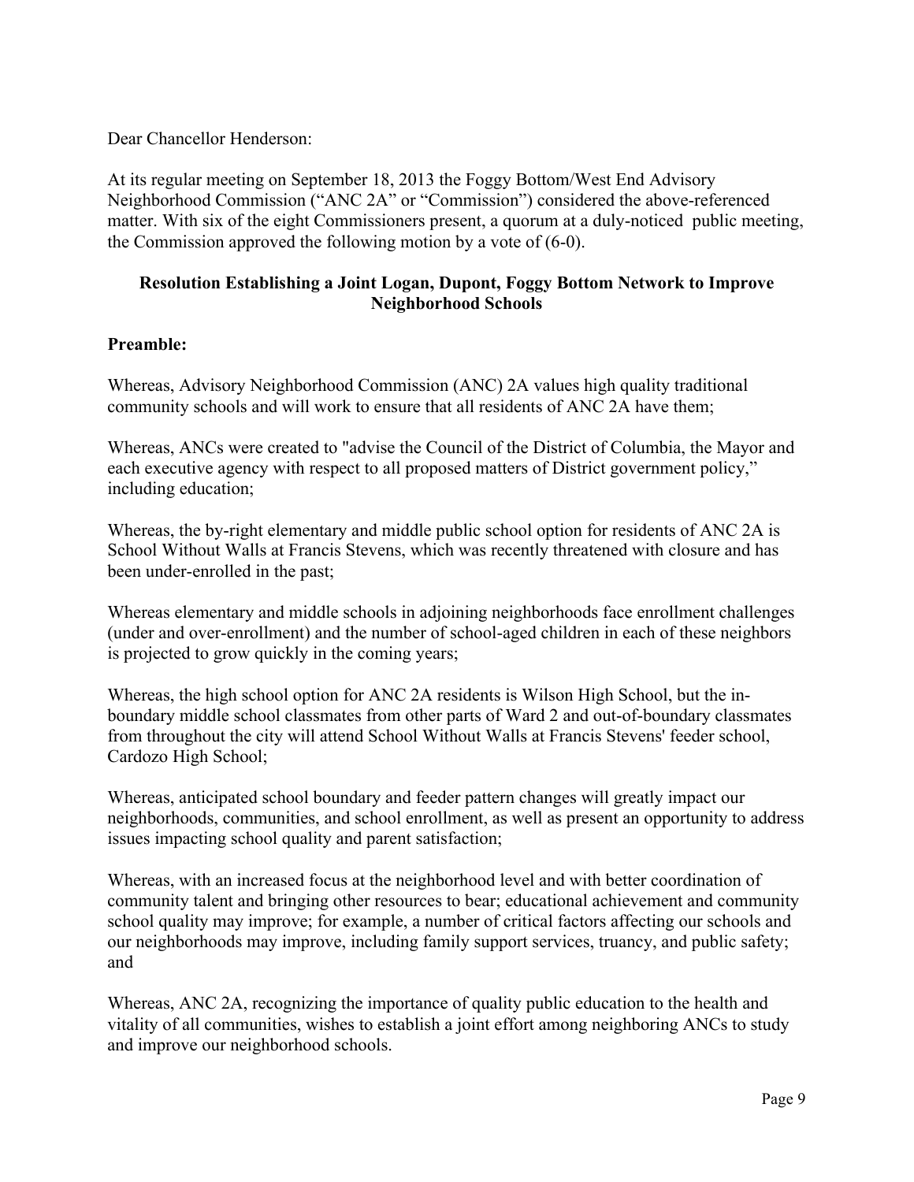Dear Chancellor Henderson:

At its regular meeting on September 18, 2013 the Foggy Bottom/West End Advisory Neighborhood Commission ("ANC 2A" or "Commission") considered the above-referenced matter. With six of the eight Commissioners present, a quorum at a duly-noticed public meeting, the Commission approved the following motion by a vote of (6-0).

**Resolution Establishing a Joint Logan, Dupont, Foggy Bottom Network to Improve Neighborhood Schools**

**Preamble:**

Whereas, Advisory Neighborhood Commission (ANC) 2A values high quality traditional community schools and will work to ensure that all residents of ANC 2A have them;

Whereas, ANCs were created to "advise the Council of the District of Columbia, the Mayor and each executive agency with respect to all proposed matters of District government policy," including education;

Whereas, the by-right elementary and middle public school option for residents of ANC 2A is School Without Walls at Francis Stevens, which was recently threatened with closure and has been under-enrolled in the past;

Whereas elementary and middle schools in adjoining neighborhoods face enrollment challenges (under and over-enrollment) and the number of school-aged children in each of these neighbors is projected to grow quickly in the coming years;

Whereas, the high school option for ANC 2A residents is Wilson High School, but the in-boundary middle school classmates from other parts of Ward 2 and out-of-boundary classmates from throughout the city will attend School Without Walls at Francis Stevens' feeder school, Cardozo High School;

Whereas, anticipated school boundary and feeder pattern changes will greatly impact our neighborhoods, communities, and school enrollment, as well as present an opportunity to address issues impacting school quality and parent satisfaction;

Whereas, with an increased focus at the neighborhood level and with better coordination of community talent and bringing other resources to bear; educational achievement and community school quality may improve; for example, a number of critical factors affecting our schools and our neighborhoods may improve, including family support services, truancy, and public safety; and

Whereas, ANC 2A, recognizing the importance of quality public education to the health and vitality of all communities, wishes to establish a joint effort among neighboring ANCs to study and improve our neighborhood schools.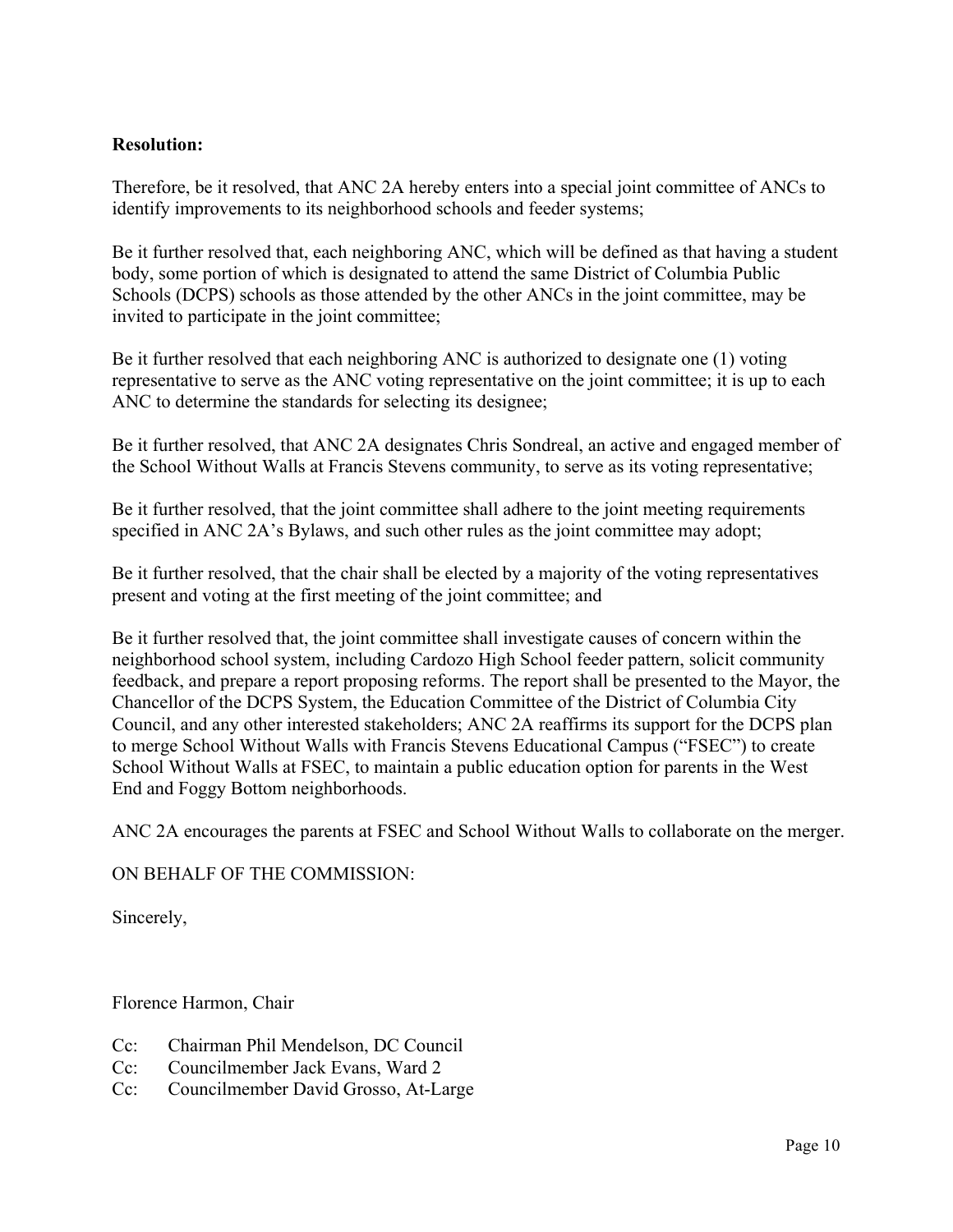**Resolution:**

Therefore, be it resolved, that ANC 2A hereby enters into a special joint committee of ANCs to identify improvements to its neighborhood schools and feeder systems;

Be it further resolved that, each neighboring ANC, which will be defined as that having a student body, some portion of which is designated to attend the same District of Columbia Public Schools (DCPS) schools as those attended by the other ANCs in the joint committee, may be invited to participate in the joint committee;

Be it further resolved that each neighboring ANC is authorized to designate one (1) voting representative to serve as the ANC voting representative on the joint committee; it is up to each ANC to determine the standards for selecting its designee;

Be it further resolved, that ANC 2A designates Chris Sondreal, an active and engaged member of the School Without Walls at Francis Stevens community, to serve as its voting representative;

Be it further resolved, that the joint committee shall adhere to the joint meeting requirements specified in ANC 2A's Bylaws, and such other rules as the joint committee may adopt;

Be it further resolved, that the chair shall be elected by a majority of the voting representatives present and voting at the first meeting of the joint committee; and

Be it further resolved that, the joint committee shall investigate causes of concern within the neighborhood school system, including Cardozo High School feeder pattern, solicit community feedback, and prepare a report proposing reforms. The report shall be presented to the Mayor, the Chancellor of the DCPS System, the Education Committee of the District of Columbia City Council, and any other interested stakeholders; ANC 2A reaffirms its support for the DCPS plan to merge School Without Walls with Francis Stevens Educational Campus ("FSEC") to create School Without Walls at FSEC, to maintain a public education option for parents in the West End and Foggy Bottom neighborhoods.

ANC 2A encourages the parents at FSEC and School Without Walls to collaborate on the merger.

ON BEHALF OF THE COMMISSION:

Sincerely,

Florence Harmon, Chair

Cc: Chairman Phil Mendelson, DC Council
Cc: Councilmember Jack Evans, Ward 2
Cc: Councilmember David Grosso, At-Large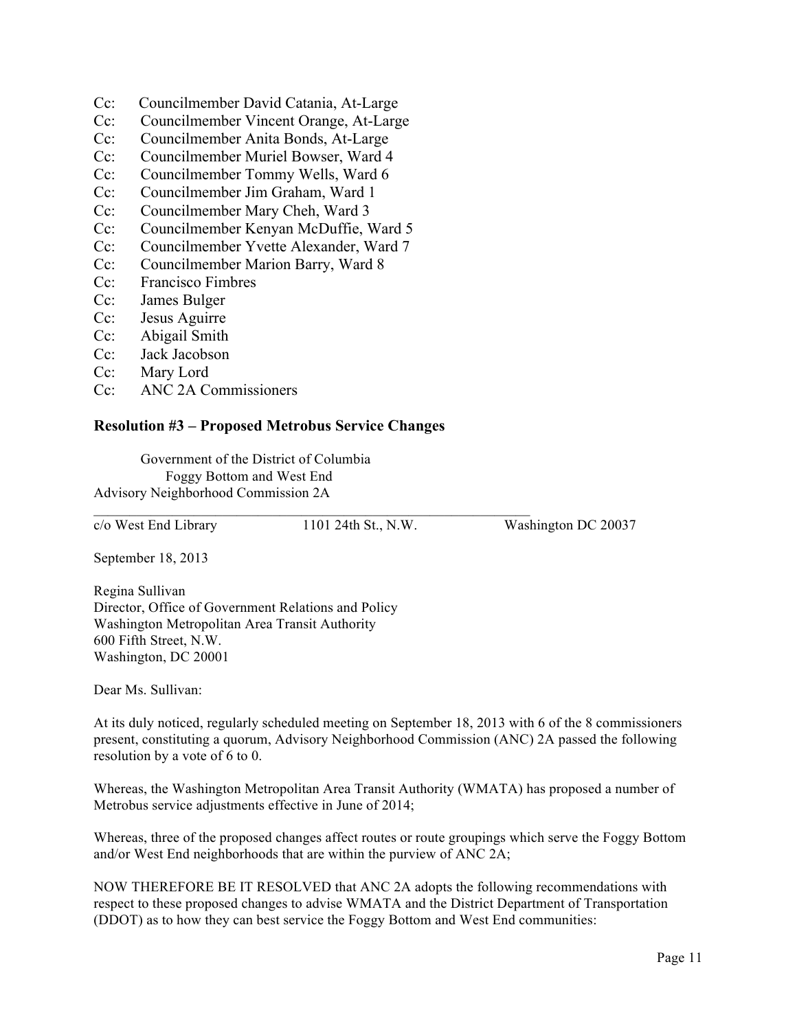Cc: Councilmember David Catania, At-Large
Cc: Councilmember Vincent Orange, At-Large
Cc: Councilmember Anita Bonds, At-Large
Cc: Councilmember Muriel Bowser, Ward 4
Cc: Councilmember Tommy Wells, Ward 6
Cc: Councilmember Jim Graham, Ward 1
Cc: Councilmember Mary Cheh, Ward 3
Cc: Councilmember Kenyan McDuffie, Ward 5
Cc: Councilmember Yvette Alexander, Ward 7
Cc: Councilmember Marion Barry, Ward 8
Cc: Francisco Fimbres
Cc: James Bulger
Cc: Jesus Aguirre
Cc: Abigail Smith
Cc: Jack Jacobson
Cc: Mary Lord
Cc: ANC 2A Commissioners

**Resolution #3 – Proposed Metrobus Service Changes**

Government of the District of Columbia
Foggy Bottom and West End
Advisory Neighborhood Commission 2A

c/o West End Library 1101 24th St., N.W. Washington DC 20037

September 18, 2013

Regina Sullivan
Director, Office of Government Relations and Policy
Washington Metropolitan Area Transit Authority
600 Fifth Street, N.W.
Washington, DC 20001

Dear Ms. Sullivan:

At its duly noticed, regularly scheduled meeting on September 18, 2013 with 6 of the 8 commissioners present, constituting a quorum, Advisory Neighborhood Commission (ANC) 2A passed the following resolution by a vote of 6 to 0.

Whereas, the Washington Metropolitan Area Transit Authority (WMATA) has proposed a number of Metrobus service adjustments effective in June of 2014;

Whereas, three of the proposed changes affect routes or route groupings which serve the Foggy Bottom and/or West End neighborhoods that are within the purview of ANC 2A;

NOW THEREFORE BE IT RESOLVED that ANC 2A adopts the following recommendations with respect to these proposed changes to advise WMATA and the District Department of Transportation (DDOT) as to how they can best service the Foggy Bottom and West End communities: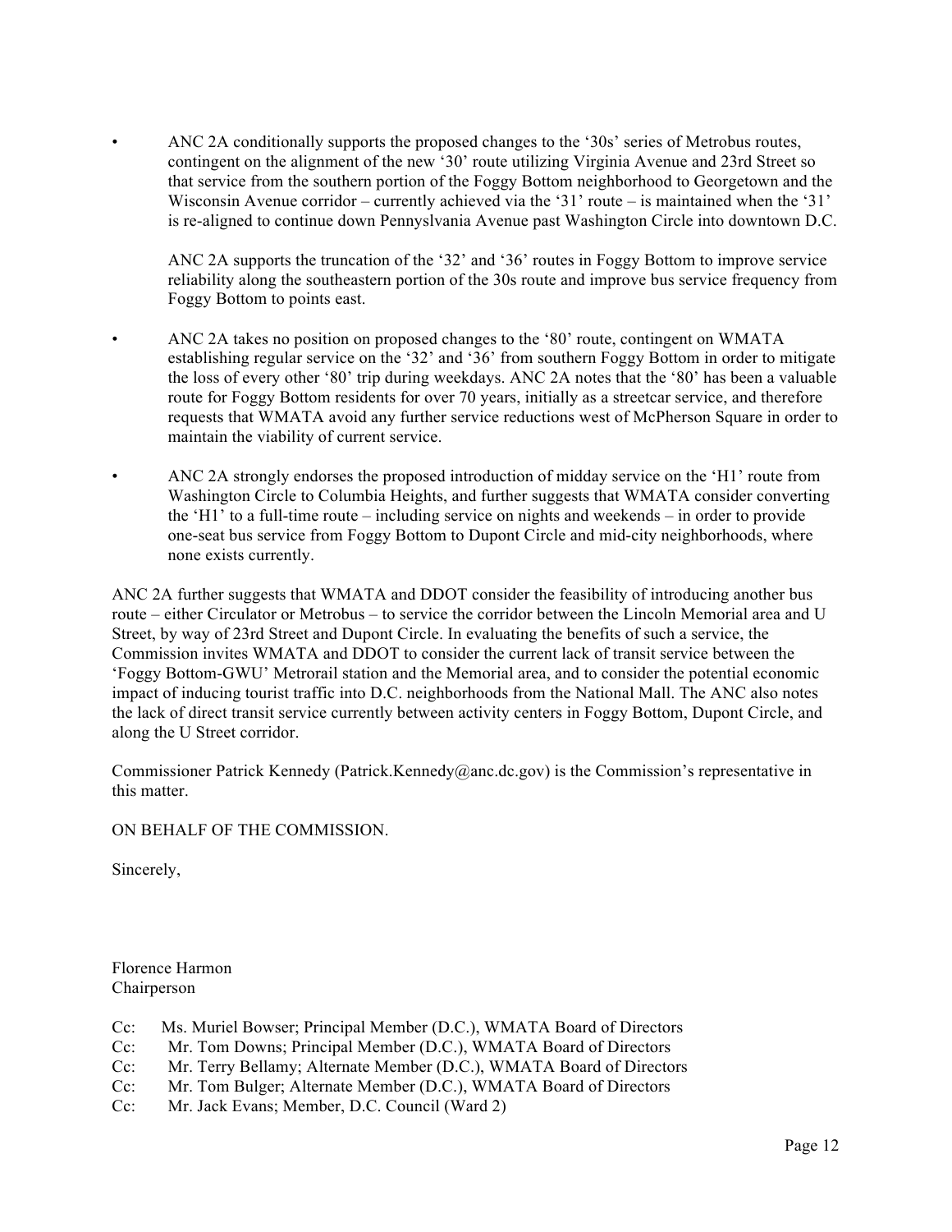- ANC 2A conditionally supports the proposed changes to the '30s' series of Metrobus routes, contingent on the alignment of the new '30' route utilizing Virginia Avenue and 23rd Street so that service from the southern portion of the Foggy Bottom neighborhood to Georgetown and the Wisconsin Avenue corridor – currently achieved via the '31' route – is maintained when the '31' is re-aligned to continue down Pennyslvania Avenue past Washington Circle into downtown D.C.

  ANC 2A supports the truncation of the '32' and '36' routes in Foggy Bottom to improve service reliability along the southeastern portion of the 30s route and improve bus service frequency from Foggy Bottom to points east.

- ANC 2A takes no position on proposed changes to the '80' route, contingent on WMATA establishing regular service on the '32' and '36' from southern Foggy Bottom in order to mitigate the loss of every other '80' trip during weekdays. ANC 2A notes that the '80' has been a valuable route for Foggy Bottom residents for over 70 years, initially as a streetcar service, and therefore requests that WMATA avoid any further service reductions west of McPherson Square in order to maintain the viability of current service.

- ANC 2A strongly endorses the proposed introduction of midday service on the 'H1' route from Washington Circle to Columbia Heights, and further suggests that WMATA consider converting the 'H1' to a full-time route – including service on nights and weekends – in order to provide one-seat bus service from Foggy Bottom to Dupont Circle and mid-city neighborhoods, where none exists currently.

ANC 2A further suggests that WMATA and DDOT consider the feasibility of introducing another bus route – either Circulator or Metrobus – to service the corridor between the Lincoln Memorial area and U Street, by way of 23rd Street and Dupont Circle. In evaluating the benefits of such a service, the Commission invites WMATA and DDOT to consider the current lack of transit service between the 'Foggy Bottom-GWU' Metrorail station and the Memorial area, and to consider the potential economic impact of inducing tourist traffic into D.C. neighborhoods from the National Mall. The ANC also notes the lack of direct transit service currently between activity centers in Foggy Bottom, Dupont Circle, and along the U Street corridor.

Commissioner Patrick Kennedy (Patrick.Kennedy@anc.dc.gov) is the Commission's representative in this matter.

ON BEHALF OF THE COMMISSION.

Sincerely,

Florence Harmon
Chairperson

Cc: Ms. Muriel Bowser; Principal Member (D.C.), WMATA Board of Directors
Cc: Mr. Tom Downs; Principal Member (D.C.), WMATA Board of Directors
Cc: Mr. Terry Bellamy; Alternate Member (D.C.), WMATA Board of Directors
Cc: Mr. Tom Bulger; Alternate Member (D.C.), WMATA Board of Directors
Cc: Mr. Jack Evans; Member, D.C. Council (Ward 2)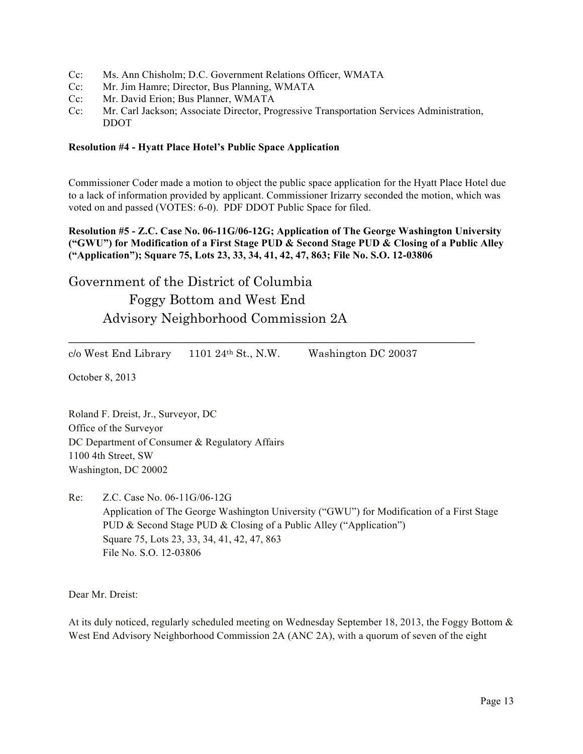Cc: Ms. Ann Chisholm; D.C. Government Relations Officer, WMATA
Cc: Mr. Jim Hamre; Director, Bus Planning, WMATA
Cc: Mr. David Erion; Bus Planner, WMATA
Cc: Mr. Carl Jackson; Associate Director, Progressive Transportation Services Administration, DDOT

**Resolution #4 - Hyatt Place Hotel's Public Space Application**

Commissioner Coder made a motion to object the public space application for the Hyatt Place Hotel due to a lack of information provided by applicant. Commissioner Irizarry seconded the motion, which was voted on and passed (VOTES: 6-0). PDF DDOT Public Space for filed.

**Resolution #5 - Z.C. Case No. 06-11G/06-12G; Application of The George Washington University ("GWU") for Modification of a First Stage PUD & Second Stage PUD & Closing of a Public Alley ("Application"); Square 75, Lots 23, 33, 34, 41, 42, 47, 863; File No. S.O. 12-03806**

# Government of the District of Columbia
## Foggy Bottom and West End
## Advisory Neighborhood Commission 2A

---

c/o West End Library 1101 24th St., N.W. Washington DC 20037

October 8, 2013

Roland F. Dreist, Jr., Surveyor, DC
Office of the Surveyor
DC Department of Consumer & Regulatory Affairs
1100 4th Street, SW
Washington, DC 20002

Re: Z.C. Case No. 06-11G/06-12G
Application of The George Washington University ("GWU") for Modification of a First Stage PUD & Second Stage PUD & Closing of a Public Alley ("Application")
Square 75, Lots 23, 33, 34, 41, 42, 47, 863
File No. S.O. 12-03806

Dear Mr. Dreist:

At its duly noticed, regularly scheduled meeting on Wednesday September 18, 2013, the Foggy Bottom & West End Advisory Neighborhood Commission 2A (ANC 2A), with a quorum of seven of the eight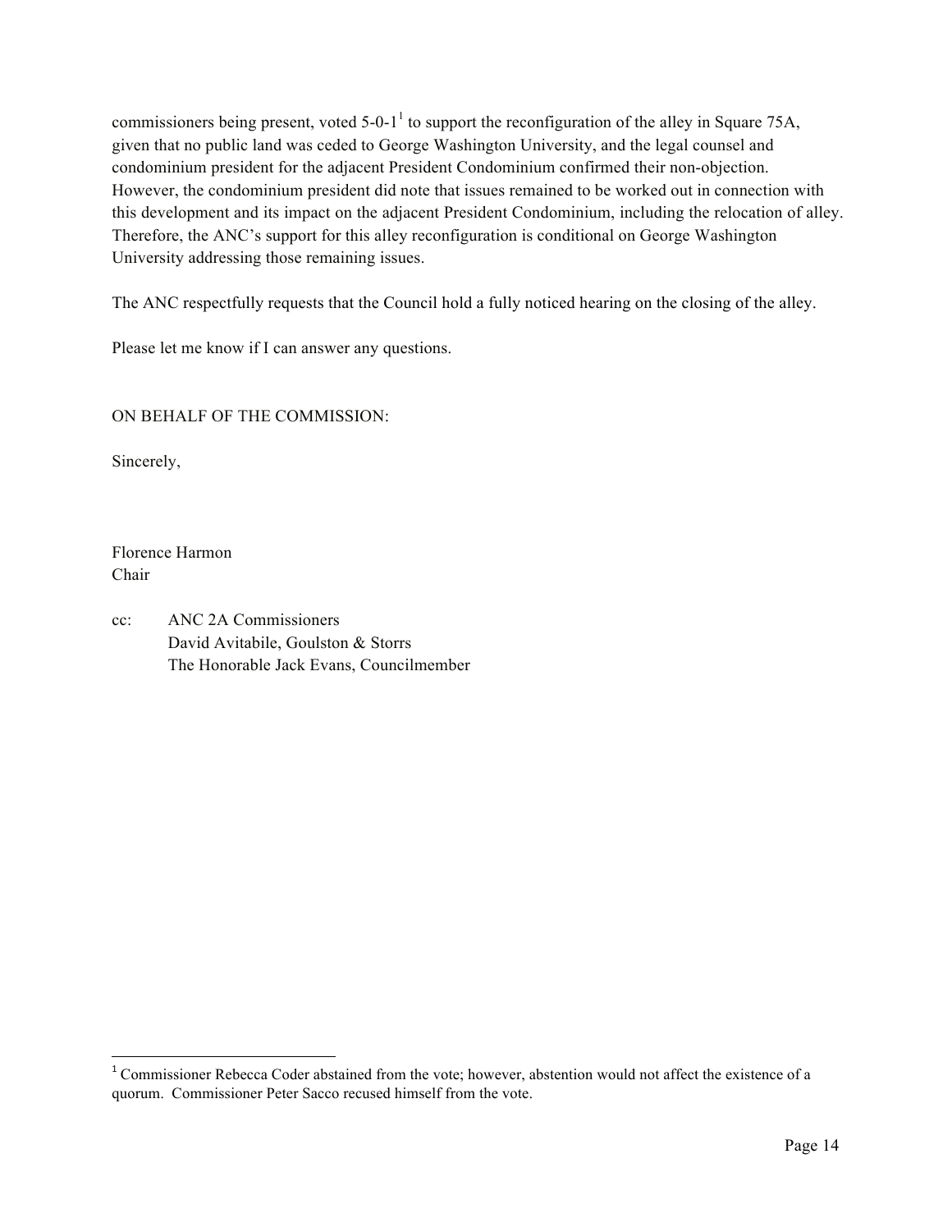commissioners being present, voted 5-0-1[1] to support the reconfiguration of the alley in Square 75A, given that no public land was ceded to George Washington University, and the legal counsel and condominium president for the adjacent President Condominium confirmed their non-objection. However, the condominium president did note that issues remained to be worked out in connection with this development and its impact on the adjacent President Condominium, including the relocation of alley. Therefore, the ANC's support for this alley reconfiguration is conditional on George Washington University addressing those remaining issues.

The ANC respectfully requests that the Council hold a fully noticed hearing on the closing of the alley.

Please let me know if I can answer any questions.

ON BEHALF OF THE COMMISSION:

Sincerely,

Florence Harmon
Chair

cc: ANC 2A Commissioners
David Avitabile, Goulston & Storrs
The Honorable Jack Evans, Councilmember

---

[1] Commissioner Rebecca Coder abstained from the vote; however, abstention would not affect the existence of a quorum. Commissioner Peter Sacco recused himself from the vote.